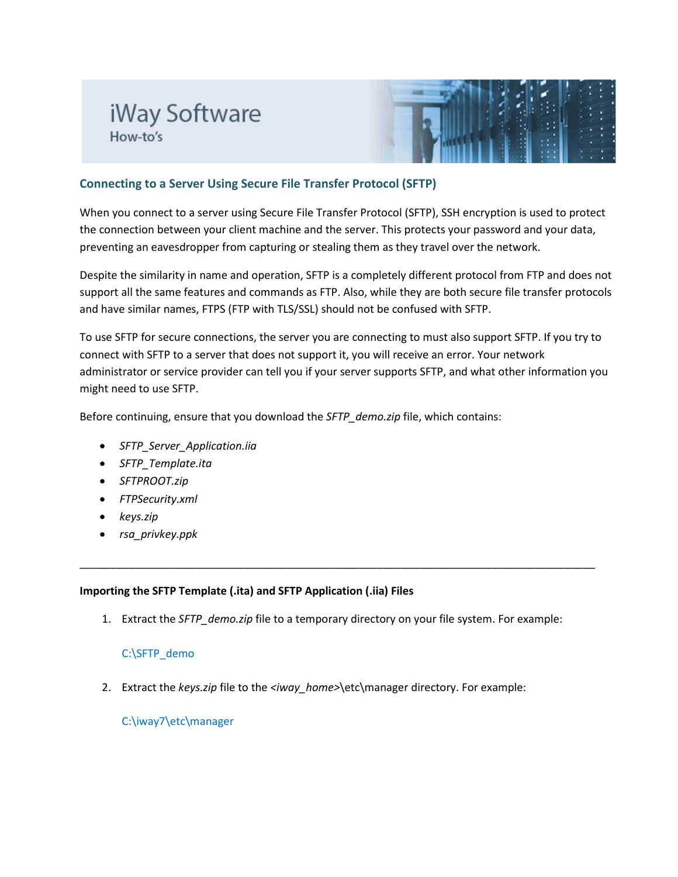iWay Software
How-to's

## Connecting to a Server Using Secure File Transfer Protocol (SFTP)

When you connect to a server using Secure File Transfer Protocol (SFTP), SSH encryption is used to protect the connection between your client machine and the server. This protects your password and your data, preventing an eavesdropper from capturing or stealing them as they travel over the network.

Despite the similarity in name and operation, SFTP is a completely different protocol from FTP and does not support all the same features and commands as FTP. Also, while they are both secure file transfer protocols and have similar names, FTPS (FTP with TLS/SSL) should not be confused with SFTP.

To use SFTP for secure connections, the server you are connecting to must also support SFTP. If you try to connect with SFTP to a server that does not support it, you will receive an error. Your network administrator or service provider can tell you if your server supports SFTP, and what other information you might need to use SFTP.

Before continuing, ensure that you download the *SFTP_demo.zip* file, which contains:

- *SFTP_Server_Application.iia*
- *SFTP_Template.ita*
- *SFTPROOT.zip*
- *FTPSecurity.xml*
- *keys.zip*
- *rsa_privkey.ppk*

---

**Importing the SFTP Template (.ita) and SFTP Application (.iia) Files**

1. Extract the *SFTP_demo.zip* file to a temporary directory on your file system. For example:

   C:\SFTP_demo

2. Extract the *keys.zip* file to the *<iway_home>*\etc\manager directory. For example:

   C:\iway7\etc\manager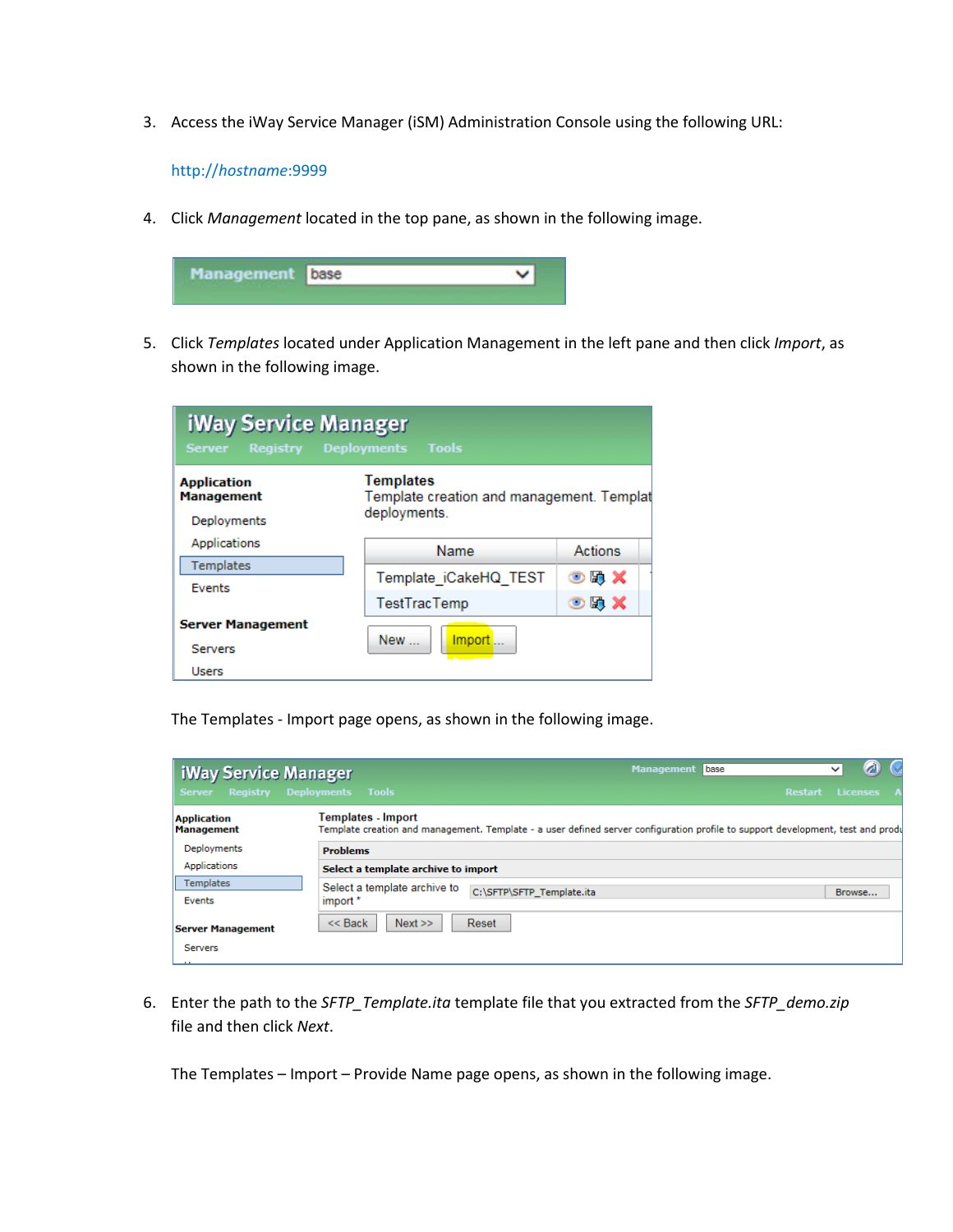3. Access the iWay Service Manager (iSM) Administration Console using the following URL:

   http://*hostname*:9999

4. Click *Management* located in the top pane, as shown in the following image.

5. Click *Templates* located under Application Management in the left pane and then click *Import*, as shown in the following image.

   The Templates - Import page opens, as shown in the following image.

6. Enter the path to the *SFTP_Template.ita* template file that you extracted from the *SFTP_demo.zip* file and then click *Next*.

   The Templates – Import – Provide Name page opens, as shown in the following image.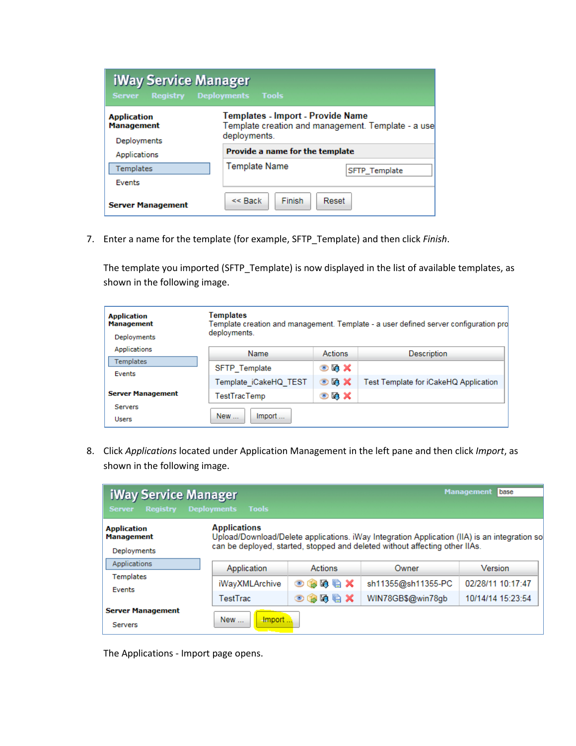7. Enter a name for the template (for example, SFTP_Template) and then click *Finish*.

   The template you imported (SFTP_Template) is now displayed in the list of available templates, as shown in the following image.

8. Click *Applications* located under Application Management in the left pane and then click *Import*, as shown in the following image.

   The Applications - Import page opens.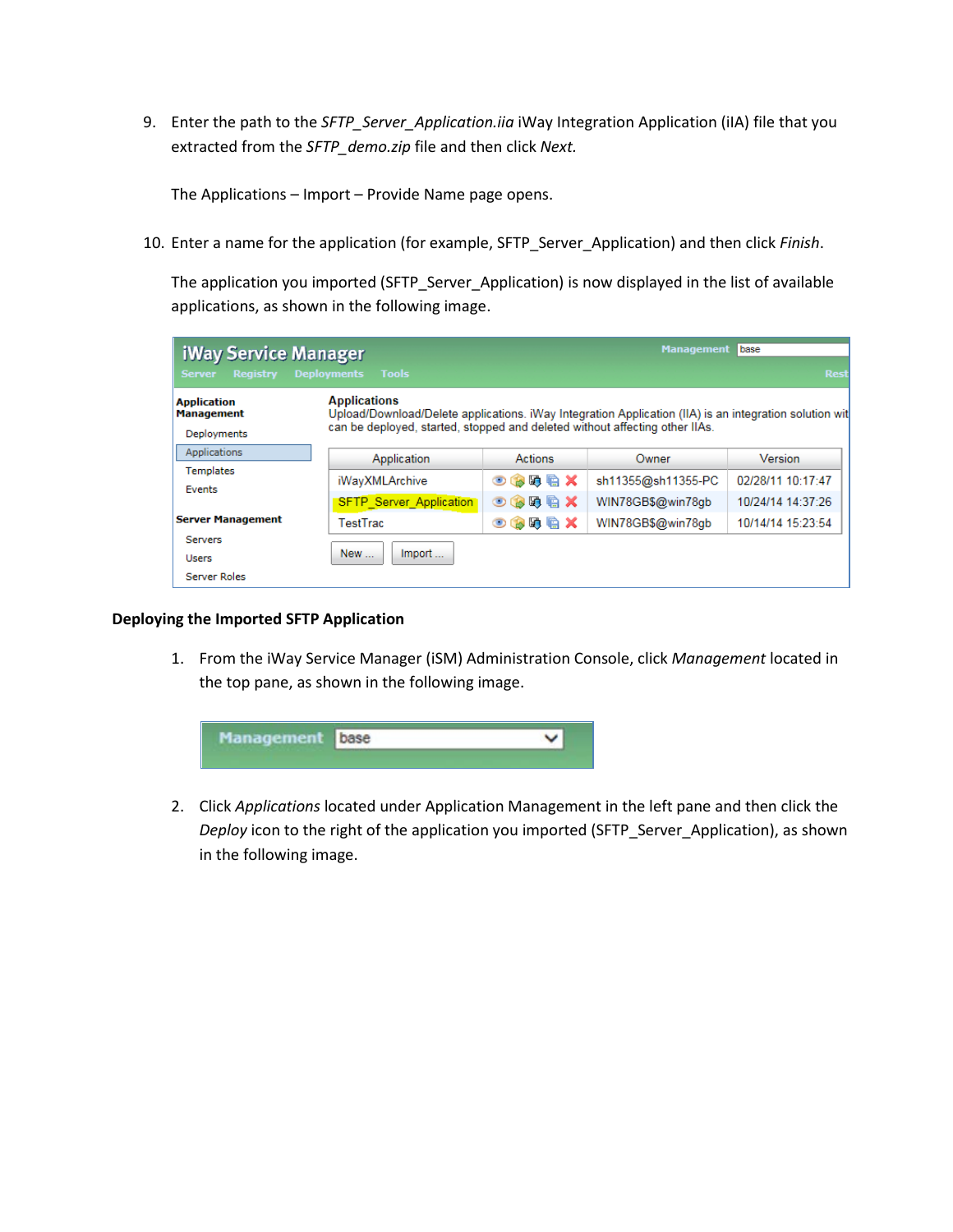9. Enter the path to the *SFTP_Server_Application.iia* iWay Integration Application (iIA) file that you extracted from the *SFTP_demo.zip* file and then click *Next.*

   The Applications – Import – Provide Name page opens.

10. Enter a name for the application (for example, SFTP_Server_Application) and then click *Finish*.

    The application you imported (SFTP_Server_Application) is now displayed in the list of available applications, as shown in the following image.

## Deploying the Imported SFTP Application

1. From the iWay Service Manager (iSM) Administration Console, click *Management* located in the top pane, as shown in the following image.

2. Click *Applications* located under Application Management in the left pane and then click the *Deploy* icon to the right of the application you imported (SFTP_Server_Application), as shown in the following image.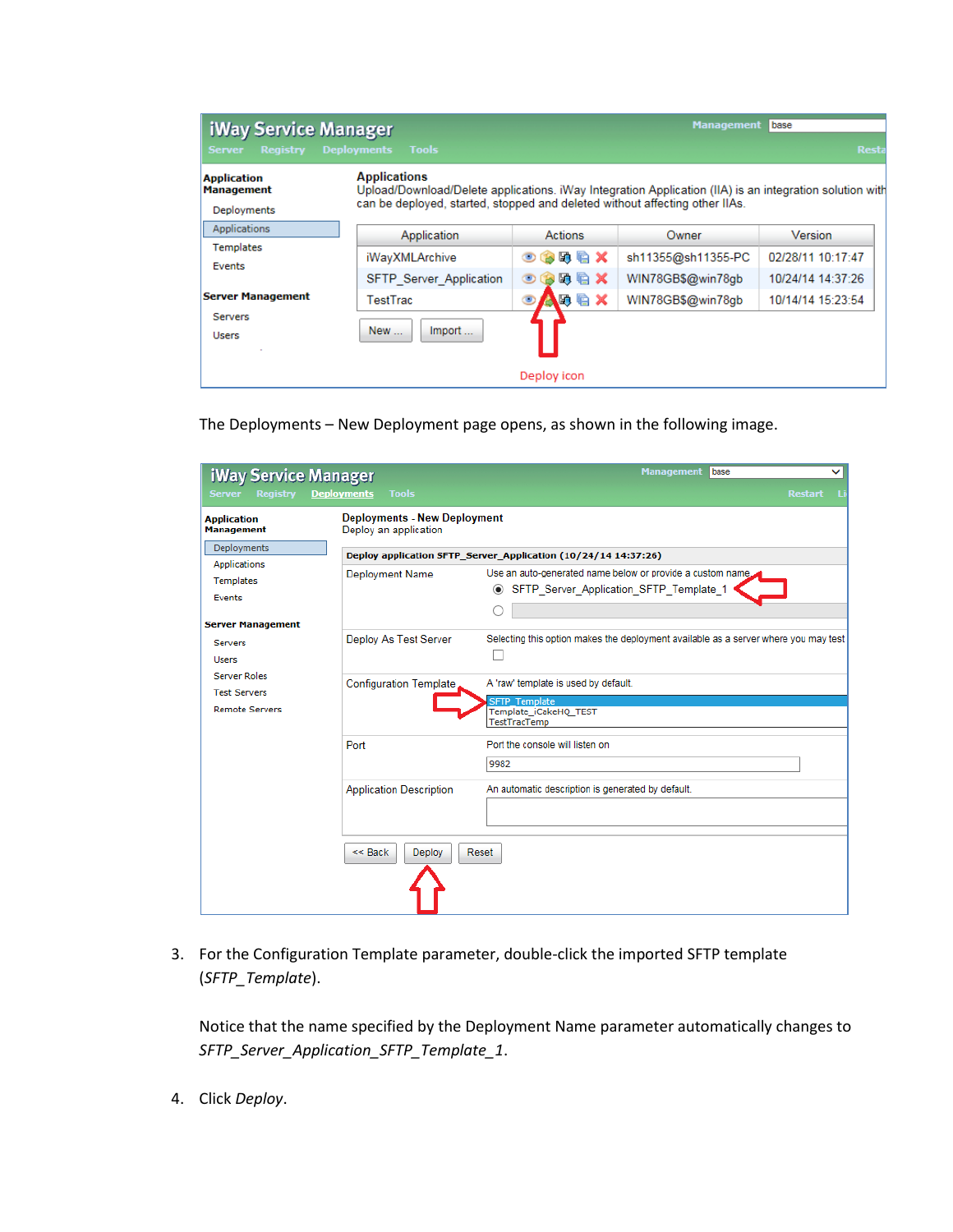The Deployments – New Deployment page opens, as shown in the following image.

3. For the Configuration Template parameter, double-click the imported SFTP template (*SFTP_Template*).

   Notice that the name specified by the Deployment Name parameter automatically changes to *SFTP_Server_Application_SFTP_Template_1*.

4. Click *Deploy*.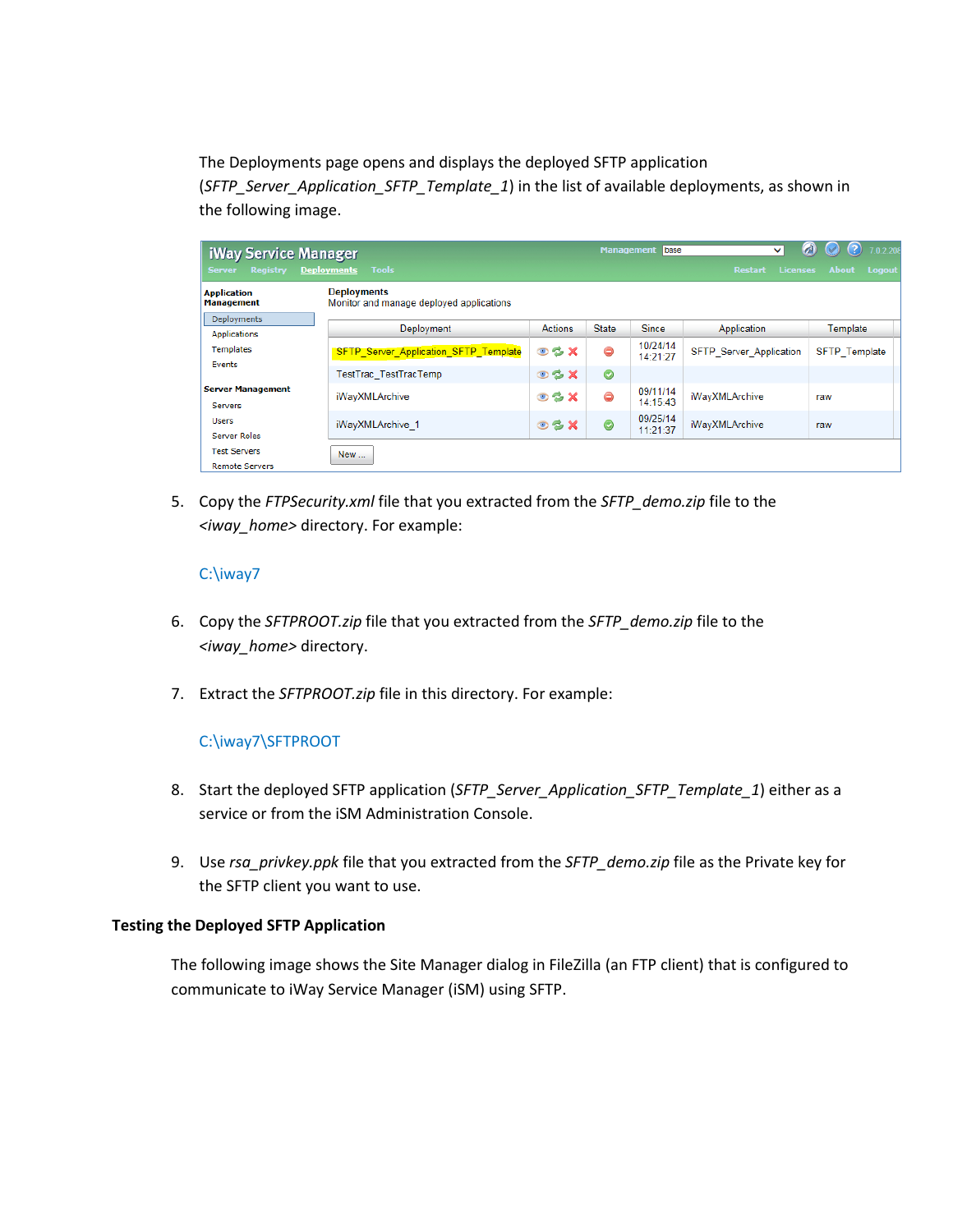The Deployments page opens and displays the deployed SFTP application (*SFTP_Server_Application_SFTP_Template_1*) in the list of available deployments, as shown in the following image.

5. Copy the *FTPSecurity.xml* file that you extracted from the *SFTP_demo.zip* file to the *<iway_home>* directory. For example:

   C:\iway7

6. Copy the *SFTPROOT.zip* file that you extracted from the *SFTP_demo.zip* file to the *<iway_home>* directory.

7. Extract the *SFTPROOT.zip* file in this directory. For example:

   C:\iway7\SFTPROOT

8. Start the deployed SFTP application (*SFTP_Server_Application_SFTP_Template_1*) either as a service or from the iSM Administration Console.

9. Use *rsa_privkey.ppk* file that you extracted from the *SFTP_demo.zip* file as the Private key for the SFTP client you want to use.

**Testing the Deployed SFTP Application**

The following image shows the Site Manager dialog in FileZilla (an FTP client) that is configured to communicate to iWay Service Manager (iSM) using SFTP.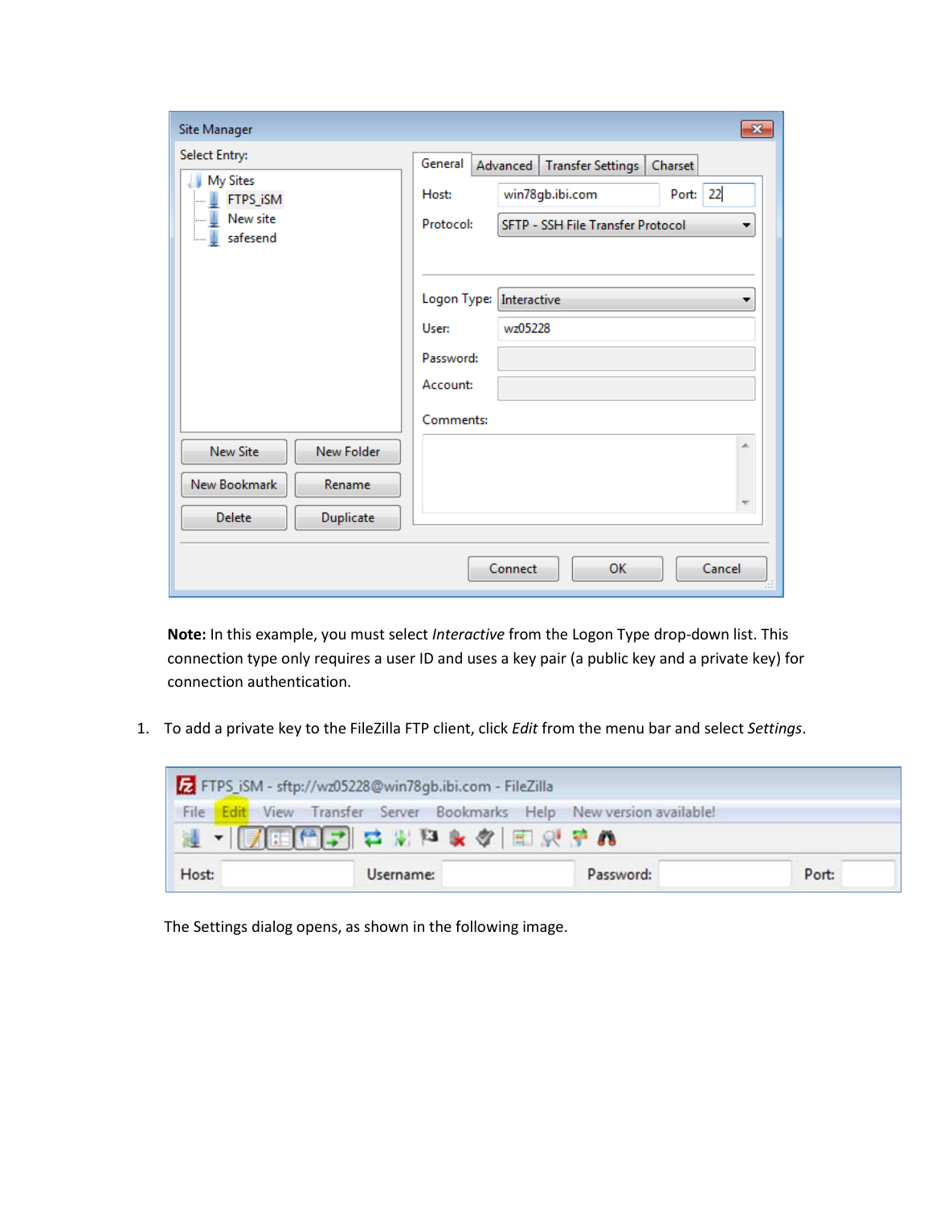**Note:** In this example, you must select *Interactive* from the Logon Type drop-down list. This connection type only requires a user ID and uses a key pair (a public key and a private key) for connection authentication.

1. To add a private key to the FileZilla FTP client, click *Edit* from the menu bar and select *Settings*.

The Settings dialog opens, as shown in the following image.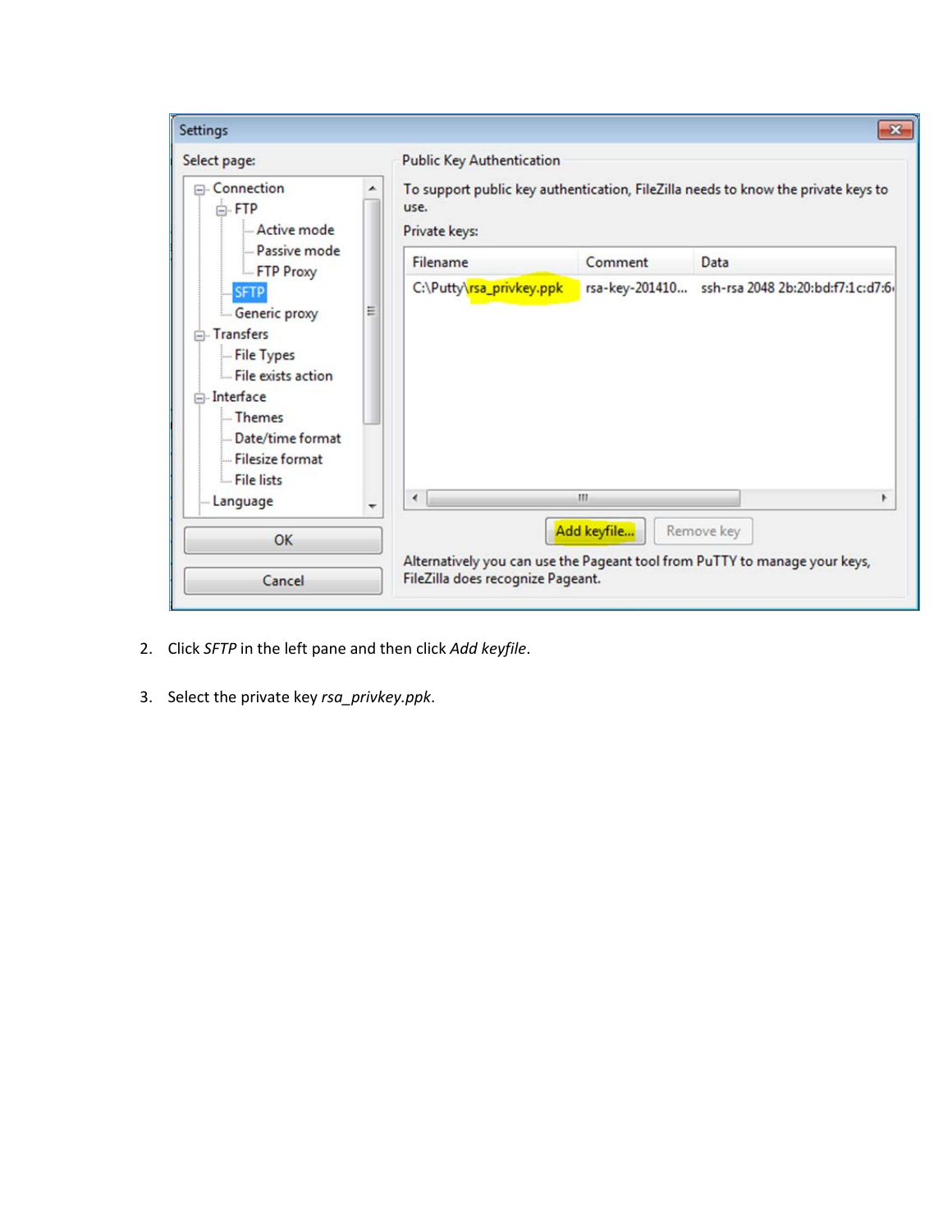2. Click *SFTP* in the left pane and then click *Add keyfile*.

3. Select the private key *rsa_privkey.ppk*.